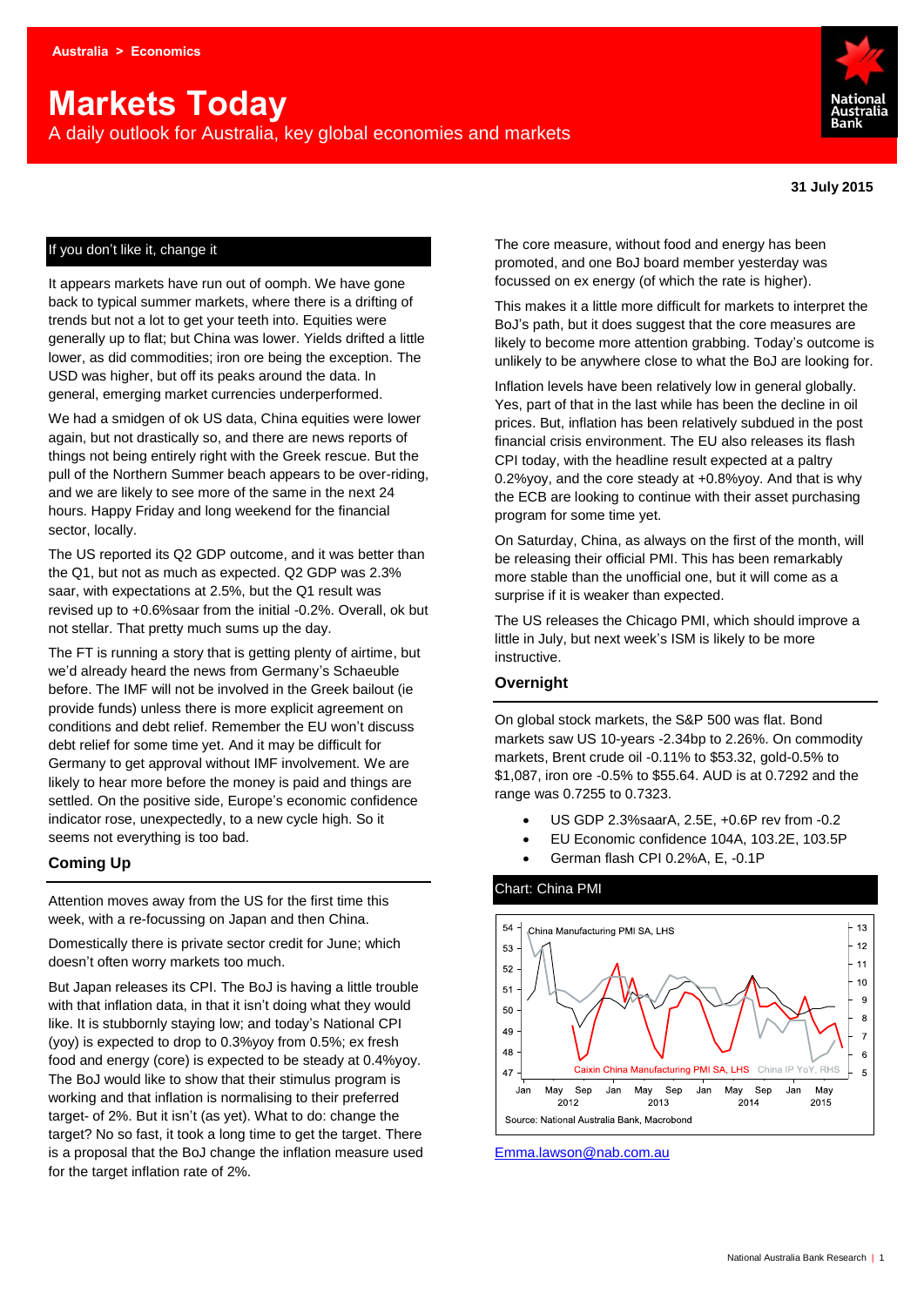Australia > Economics

# Markets Today

A daily outlook for Australia, key global economies and markets

**31 July 2015**

## If you don't like it, change it

It appears markets have run out of oomph. We have gone back to typical summer markets, where there is a drifting of trends but not a lot to get your teeth into. Equities were generally up to flat; but China was lower. Yields drifted a little lower, as did commodities; iron ore being the exception. The USD was higher, but off its peaks around the data. In general, emerging market currencies underperformed.

We had a smidgen of ok US data, China equities were lower again, but not drastically so, and there are news reports of things not being entirely right with the Greek rescue. But the pull of the Northern Summer beach appears to be over-riding, and we are likely to see more of the same in the next 24 hours. Happy Friday and long weekend for the financial sector, locally.

The US reported its Q2 GDP outcome, and it was better than the Q1, but not as much as expected. Q2 GDP was 2.3% saar, with expectations at 2.5%, but the Q1 result was revised up to +0.6%saar from the initial -0.2%. Overall, ok but not stellar. That pretty much sums up the day.

The FT is running a story that is getting plenty of airtime, but we'd already heard the news from Germany's Schaeuble before. The IMF will not be involved in the Greek bailout (ie provide funds) unless there is more explicit agreement on conditions and debt relief. Remember the EU won't discuss debt relief for some time yet. And it may be difficult for Germany to get approval without IMF involvement. We are likely to hear more before the money is paid and things are settled. On the positive side, Europe's economic confidence indicator rose, unexpectedly, to a new cycle high. So it seems not everything is too bad.

### Coming Up

Attention moves away from the US for the first time this week, with a re-focussing on Japan and then China.

Domestically there is private sector credit for June; which doesn't often worry markets too much.

But Japan releases its CPI. The BoJ is having a little trouble with that inflation data, in that it isn't doing what they would like. It is stubbornly staying low; and today's National CPI (yoy) is expected to drop to 0.3%yoy from 0.5%; ex fresh food and energy (core) is expected to be steady at 0.4%yoy. The BoJ would like to show that their stimulus program is working and that inflation is normalising to their preferred target- of 2%. But it isn't (as yet). What to do: change the target? No so fast, it took a long time to get the target. There is a proposal that the BoJ change the inflation measure used for the target inflation rate of 2%.

The core measure, without food and energy has been promoted, and one BoJ board member yesterday was focussed on ex energy (of which the rate is higher).

This makes it a little more difficult for markets to interpret the BoJ's path, but it does suggest that the core measures are likely to become more attention grabbing. Today's outcome is unlikely to be anywhere close to what the BoJ are looking for.

Inflation levels have been relatively low in general globally. Yes, part of that in the last while has been the decline in oil prices. But, inflation has been relatively subdued in the post financial crisis environment. The EU also releases its flash CPI today, with the headline result expected at a paltry 0.2%yoy, and the core steady at +0.8%yoy. And that is why the ECB are looking to continue with their asset purchasing program for some time yet.

On Saturday, China, as always on the first of the month, will be releasing their official PMI. This has been remarkably more stable than the unofficial one, but it will come as a surprise if it is weaker than expected.

The US releases the Chicago PMI, which should improve a little in July, but next week's ISM is likely to be more instructive.

### Overnight

On global stock markets, the S&P 500 was flat. Bond markets saw US 10-years -2.34bp to 2.26%. On commodity markets, Brent crude oil -0.11% to $53.32, gold-0.5% to $1,087, iron ore -0.5% to $55.64. AUD is at 0.7292 and the range was 0.7255 to 0.7323.

- US GDP 2.3%saarA, 2.5E, +0.6P rev from -0.2
- EU Economic confidence 104A, 103.2E, 103.5P
- German flash CPI 0.2%A, E, -0.1P

Chart: China PMI

Source: National Australia Bank, Macrobond

Emma.lawson@nab.com.au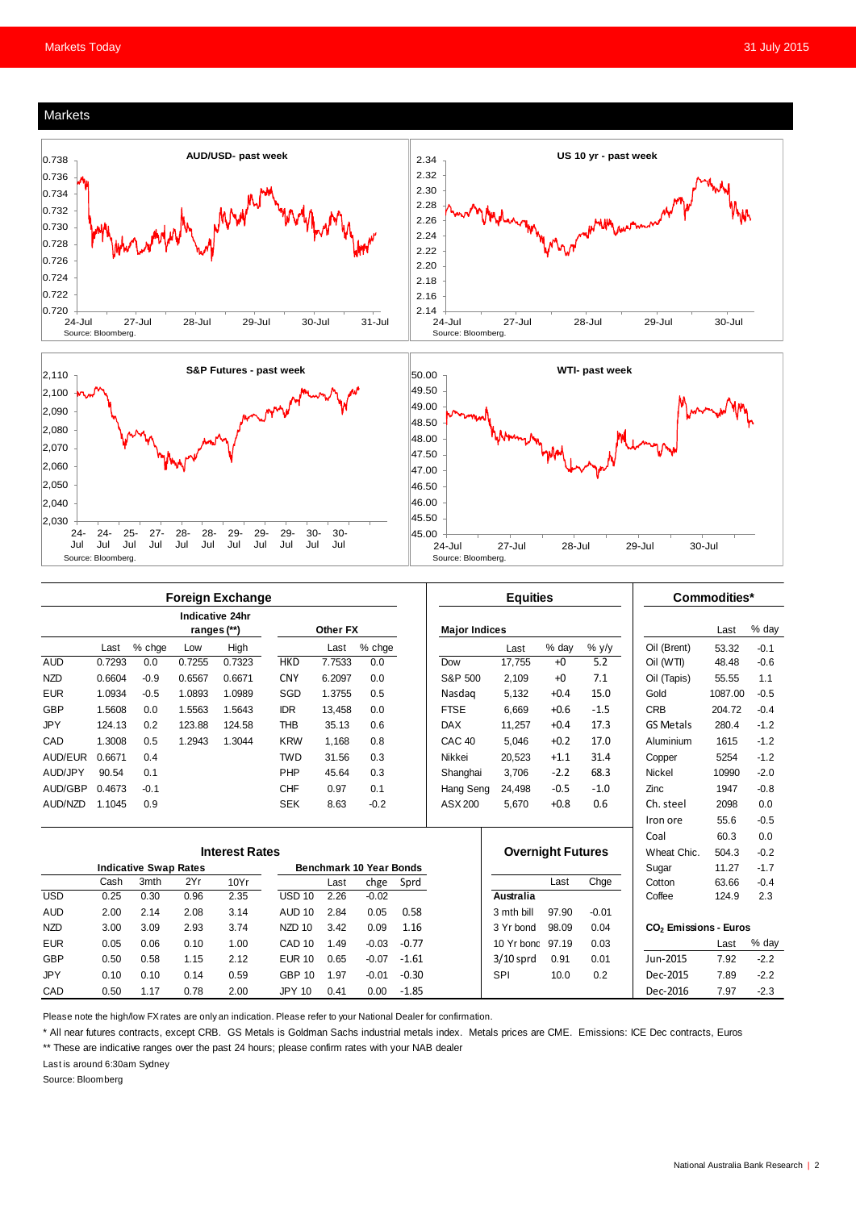## Markets

AUD/USD- past week

Source: Bloomberg.

US 10 yr - past week

Source: Bloomberg.

S&P Futures - past week

Source: Bloomberg.

WTI- past week

Source: Bloomberg.

### Foreign Exchange

| | Last | % chge | Low | High | Other FX | Last | % chge |
|---|---|---|---|---|---|---|---|
| | | | Indicative 24hr ranges (**) | | | | |
| AUD | 0.7293 | 0.0 | 0.7255 | 0.7323 | HKD | 7.7533 | 0.0 |
| NZD | 0.6604 | -0.9 | 0.6567 | 0.6671 | CNY | 6.2097 | 0.0 |
| EUR | 1.0934 | -0.5 | 1.0893 | 1.0989 | SGD | 1.3755 | 0.5 |
| GBP | 1.5608 | 0.0 | 1.5563 | 1.5643 | IDR | 13,458 | 0.0 |
| JPY | 124.13 | 0.2 | 123.88 | 124.58 | THB | 35.13 | 0.6 |
| CAD | 1.3008 | 0.5 | 1.2943 | 1.3044 | KRW | 1,168 | 0.8 |
| AUD/EUR | 0.6671 | 0.4 | | | TWD | 31.56 | 0.3 |
| AUD/JPY | 90.54 | 0.1 | | | PHP | 45.64 | 0.3 |
| AUD/GBP | 0.4673 | -0.1 | | | CHF | 0.97 | 0.1 |
| AUD/NZD | 1.1045 | 0.9 | | | SEK | 8.63 | -0.2 |

### Equities

| Major Indices | Last | % day | % y/y |
|---|---|---|---|
| Dow | 17,755 | +0 | 5.2 |
| S&P 500 | 2,109 | +0 | 7.1 |
| Nasdaq | 5,132 | +0.4 | 15.0 |
| FTSE | 6,669 | +0.6 | -1.5 |
| DAX | 11,257 | +0.4 | 17.3 |
| CAC 40 | 5,046 | +0.2 | 17.0 |
| Nikkei | 20,523 | +1.1 | 31.4 |
| Shanghai | 3,706 | -2.2 | 68.3 |
| Hang Seng | 24,498 | -0.5 | -1.0 |
| ASX 200 | 5,670 | +0.8 | 0.6 |

### Commodities*

| | Last | % day |
|---|---|---|
| Oil (Brent) | 53.32 | -0.1 |
| Oil (WTI) | 48.48 | -0.6 |
| Oil (Tapis) | 55.55 | 1.1 |
| Gold | 1087.00 | -0.5 |
| CRB | 204.72 | -0.4 |
| GS Metals | 280.4 | -1.2 |
| Aluminium | 1615 | -1.2 |
| Copper | 5254 | -1.2 |
| Nickel | 10990 | -2.0 |
| Zinc | 1947 | -0.8 |
| Ch. steel | 2098 | 0.0 |
| Iron ore | 55.6 | -0.5 |
| Coal | 60.3 | 0.0 |
| Wheat Chic. | 504.3 | -0.2 |
| Sugar | 11.27 | -1.7 |
| Cotton | 63.66 | -0.4 |
| Coffee | 124.9 | 2.3 |

### Interest Rates

| Indicative Swap Rates | Cash | 3mth | 2Yr | 10Yr | Benchmark 10 Year Bonds | Last | chge | Sprd |
|---|---|---|---|---|---|---|---|---|
| USD | 0.25 | 0.30 | 0.96 | 2.35 | USD 10 | 2.26 | -0.02 | |
| AUD | 2.00 | 2.14 | 2.08 | 3.14 | AUD 10 | 2.84 | 0.05 | 0.58 |
| NZD | 3.00 | 3.09 | 2.93 | 3.74 | NZD 10 | 3.42 | 0.09 | 1.16 |
| EUR | 0.05 | 0.06 | 0.10 | 1.00 | CAD 10 | 1.49 | -0.03 | -0.77 |
| GBP | 0.50 | 0.58 | 1.15 | 2.12 | EUR 10 | 0.65 | -0.07 | -1.61 |
| JPY | 0.10 | 0.10 | 0.14 | 0.59 | GBP 10 | 1.97 | -0.01 | -0.30 |
| CAD | 0.50 | 1.17 | 0.78 | 2.00 | JPY 10 | 0.41 | 0.00 | -1.85 |

### Overnight Futures

| Australia | Last | Chge |
|---|---|---|
| 3 mth bill | 97.90 | -0.01 |
| 3 Yr bond | 98.09 | 0.04 |
| 10 Yr bond | 97.19 | 0.03 |
| 3/10 sprd | 0.91 | 0.01 |
| SPI | 10.0 | 0.2 |

### $CO_2$ Emissions - Euros

| | Last | % day |
|---|---|---|
| Jun-2015 | 7.92 | -2.2 |
| Dec-2015 | 7.89 | -2.2 |
| Dec-2016 | 7.97 | -2.3 |

Please note the high/low FX rates are only an indication. Please refer to your National Dealer for confirmation.

\* All near futures contracts, except CRB. GS Metals is Goldman Sachs industrial metals index. Metals prices are CME. Emissions: ICE Dec contracts, Euros

** These are indicative ranges over the past 24 hours; please confirm rates with your NAB dealer

Last is around 6:30am Sydney

Source: Bloomberg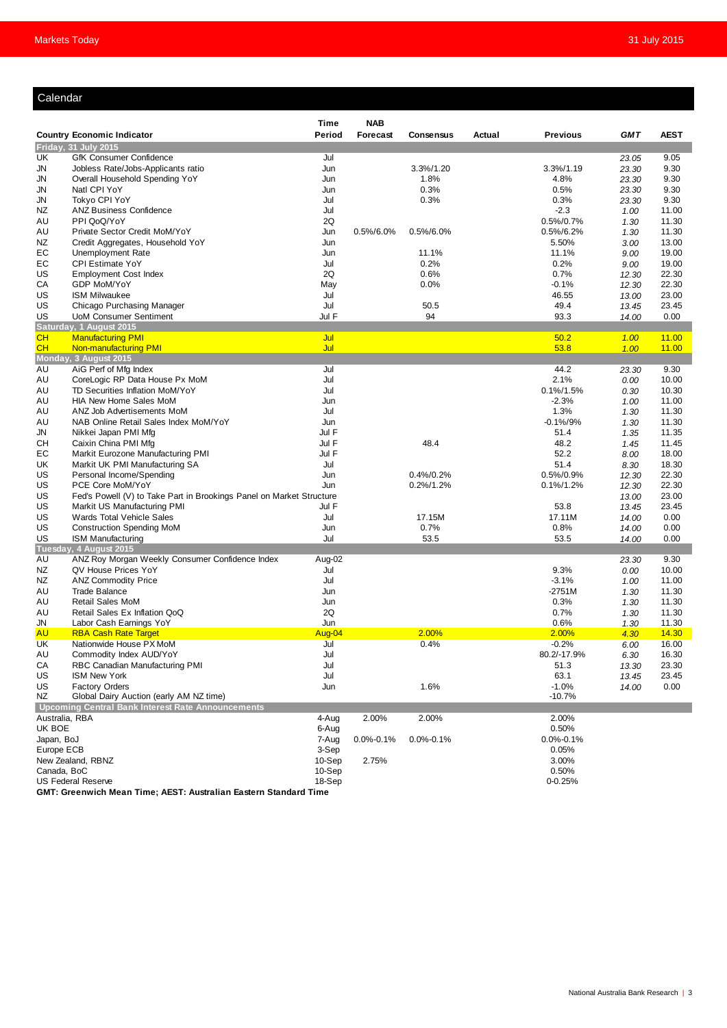## Calendar

| Country | Economic Indicator | Time Period | NAB Forecast | Consensus | Actual | Previous | GMT | AEST |
|---|---|---|---|---|---|---|---|---|
| **Friday, 31 July 2015** | | | | | | | | |
| UK | GfK Consumer Confidence | Jul | | | | | 23.05 | 9.05 |
| JN | Jobless Rate/Jobs-Applicants ratio | Jun | | 3.3%/1.20 | | 3.3%/1.19 | 23.30 | 9.30 |
| JN | Overall Household Spending YoY | Jun | | 1.8% | | 4.8% | 23.30 | 9.30 |
| JN | Natl CPI YoY | Jun | | 0.3% | | 0.5% | 23.30 | 9.30 |
| JN | Tokyo CPI YoY | Jul | | 0.3% | | 0.3% | 23.30 | 9.30 |
| NZ | ANZ Business Confidence | Jul | | | | -2.3 | 1.00 | 11.00 |
| AU | PPI QoQ/YoY | 2Q | | | | 0.5%/0.7% | 1.30 | 11.30 |
| AU | Private Sector Credit MoM/YoY | Jun | 0.5%/6.0% | 0.5%/6.0% | | 0.5%/6.2% | 1.30 | 11.30 |
| NZ | Credit Aggregates, Household YoY | Jun | | | | 5.50% | 3.00 | 13.00 |
| EC | Unemployment Rate | Jun | | 11.1% | | 11.1% | 9.00 | 19.00 |
| EC | CPI Estimate YoY | Jul | | 0.2% | | 0.2% | 9.00 | 19.00 |
| US | Employment Cost Index | 2Q | | 0.6% | | 0.7% | 12.30 | 22.30 |
| CA | GDP MoM/YoY | May | | 0.0% | | -0.1% | 12.30 | 22.30 |
| US | ISM Milwaukee | Jul | | | | 46.55 | 13.00 | 23.00 |
| US | Chicago Purchasing Manager | Jul | | 50.5 | | 49.4 | 13.45 | 23.45 |
| US | UoM Consumer Sentiment | Jul F | | 94 | | 93.3 | 14.00 | 0.00 |
| **Saturday, 1 August 2015** | | | | | | | | |
| CH | Manufacturing PMI | Jul | | | | 50.2 | 1.00 | 11.00 |
| CH | Non-manufacturing PMI | Jul | | | | 53.8 | 1.00 | 11.00 |
| **Monday, 3 August 2015** | | | | | | | | |
| AU | AiG Perf of Mfg Index | Jul | | | | 44.2 | 23.30 | 9.30 |
| AU | CoreLogic RP Data House Px MoM | Jul | | | | 2.1% | 0.00 | 10.00 |
| AU | TD Securities Inflation MoM/YoY | Jul | | | | 0.1%/1.5% | 0.30 | 10.30 |
| AU | HIA New Home Sales MoM | Jun | | | | -2.3% | 1.00 | 11.00 |
| AU | ANZ Job Advertisements MoM | Jul | | | | 1.3% | 1.30 | 11.30 |
| AU | NAB Online Retail Sales Index MoM/YoY | Jun | | | | -0.1%/9% | 1.30 | 11.30 |
| JN | Nikkei Japan PMI Mfg | Jul F | | | | 51.4 | 1.35 | 11.35 |
| CH | Caixin China PMI Mfg | Jul F | | 48.4 | | 48.2 | 1.45 | 11.45 |
| EC | Markit Eurozone Manufacturing PMI | Jul F | | | | 52.2 | 8.00 | 18.00 |
| UK | Markit UK PMI Manufacturing SA | Jul | | | | 51.4 | 8.30 | 18.30 |
| US | Personal Income/Spending | Jun | | 0.4%/0.2% | | 0.5%/0.9% | 12.30 | 22.30 |
| US | PCE Core MoM/YoY | Jun | | 0.2%/1.2% | | 0.1%/1.2% | 12.30 | 22.30 |
| US | Fed's Powell (V) to Take Part in Brookings Panel on Market Structure | | | | | | 13.00 | 23.00 |
| US | Markit US Manufacturing PMI | Jul F | | | | 53.8 | 13.45 | 23.45 |
| US | Wards Total Vehicle Sales | Jul | | 17.15M | | 17.11M | 14.00 | 0.00 |
| US | Construction Spending MoM | Jun | | 0.7% | | 0.8% | 14.00 | 0.00 |
| US | ISM Manufacturing | Jul | | 53.5 | | 53.5 | 14.00 | 0.00 |
| **Tuesday, 4 August 2015** | | | | | | | | |
| AU | ANZ Roy Morgan Weekly Consumer Confidence Index | Aug-02 | | | | | 23.30 | 9.30 |
| NZ | QV House Prices YoY | Jul | | | | 9.3% | 0.00 | 10.00 |
| NZ | ANZ Commodity Price | Jul | | | | -3.1% | 1.00 | 11.00 |
| AU | Trade Balance | Jun | | | | -2751M | 1.30 | 11.30 |
| AU | Retail Sales MoM | Jun | | | | 0.3% | 1.30 | 11.30 |
| AU | Retail Sales Ex Inflation QoQ | 2Q | | | | 0.7% | 1.30 | 11.30 |
| JN | Labor Cash Earnings YoY | Jun | | | | 0.6% | 1.30 | 11.30 |
| AU | RBA Cash Rate Target | Aug-04 | | 2.00% | | 2.00% | 4.30 | 14.30 |
| UK | Nationwide House PX MoM | Jul | | 0.4% | | -0.2% | 6.00 | 16.00 |
| AU | Commodity Index AUD/YoY | Jul | | | | 80.2/-17.9% | 6.30 | 16.30 |
| CA | RBC Canadian Manufacturing PMI | Jul | | | | 51.3 | 13.30 | 23.30 |
| US | ISM New York | Jul | | | | 63.1 | 13.45 | 23.45 |
| US | Factory Orders | Jun | | 1.6% | | -1.0% | 14.00 | 0.00 |
| NZ | Global Dairy Auction (early AM NZ time) | | | | | -10.7% | | |

**Upcoming Central Bank Interest Rate Announcements**

| Central Bank | Date | NAB Forecast | Consensus | Previous |
|---|---|---|---|---|
| Australia, RBA | 4-Aug | 2.00% | 2.00% | 2.00% |
| UK BOE | 6-Aug | | | 0.50% |
| Japan, BoJ | 7-Aug | 0.0%-0.1% | 0.0%-0.1% | 0.0%-0.1% |
| Europe ECB | 3-Sep | | | 0.05% |
| New Zealand, RBNZ | 10-Sep | 2.75% | | 3.00% |
| Canada, BoC | 10-Sep | | | 0.50% |
| US Federal Reserve | 18-Sep | | | 0-0.25% |

**GMT: Greenwich Mean Time; AEST: Australian Eastern Standard Time**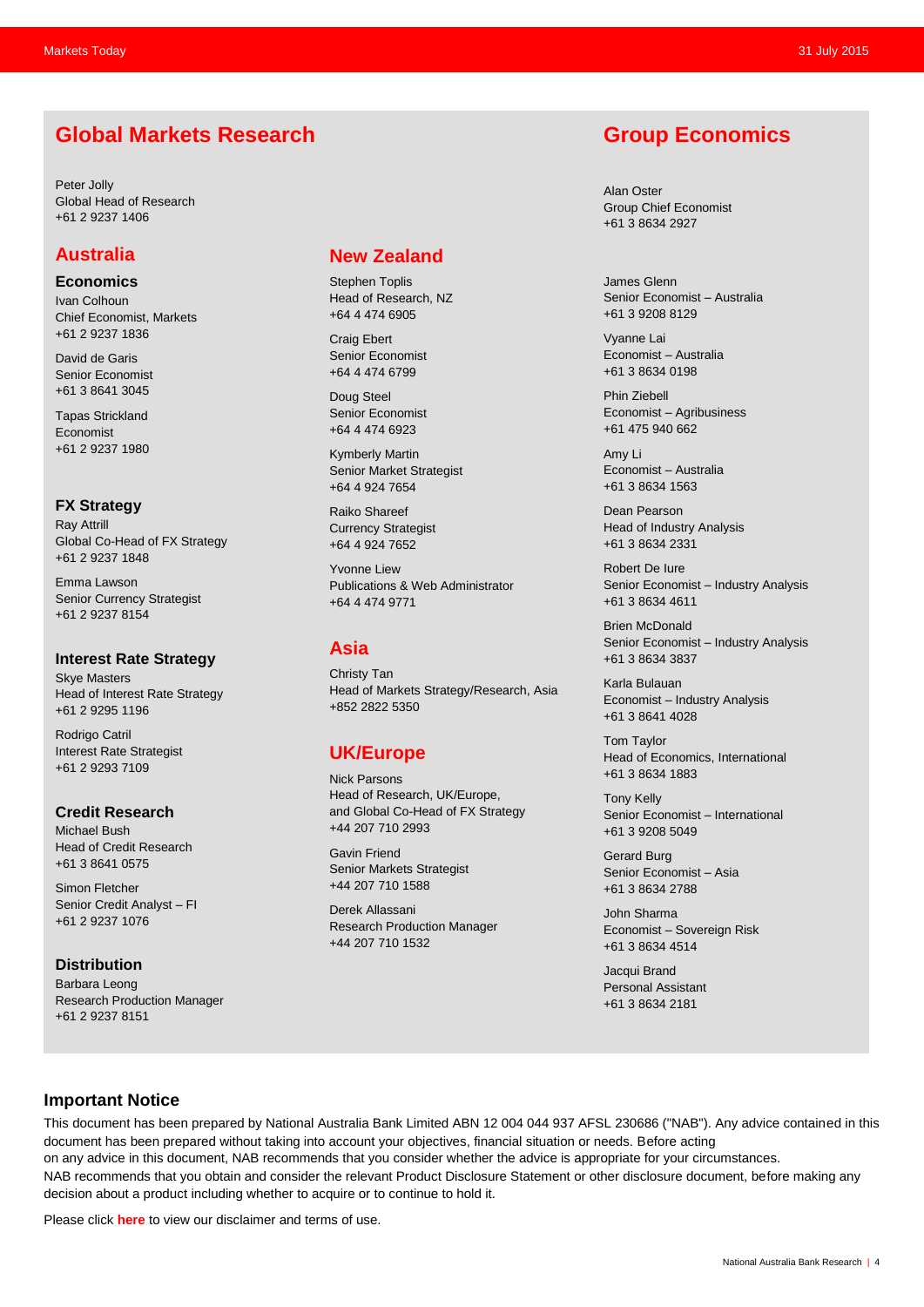## Global Markets Research

Peter Jolly
Global Head of Research
+61 2 9237 1406

### Australia

#### Economics

Ivan Colhoun
Chief Economist, Markets
+61 2 9237 1836

David de Garis
Senior Economist
+61 3 8641 3045

Tapas Strickland
Economist
+61 2 9237 1980

#### FX Strategy

Ray Attrill
Global Co-Head of FX Strategy
+61 2 9237 1848

Emma Lawson
Senior Currency Strategist
+61 2 9237 8154

#### Interest Rate Strategy

Skye Masters
Head of Interest Rate Strategy
+61 2 9295 1196

Rodrigo Catril
Interest Rate Strategist
+61 2 9293 7109

#### Credit Research

Michael Bush
Head of Credit Research
+61 3 8641 0575

Simon Fletcher
Senior Credit Analyst – FI
+61 2 9237 1076

#### Distribution

Barbara Leong
Research Production Manager
+61 2 9237 8151

### New Zealand

Stephen Toplis
Head of Research, NZ
+64 4 474 6905

Craig Ebert
Senior Economist
+64 4 474 6799

Doug Steel
Senior Economist
+64 4 474 6923

Kymberly Martin
Senior Market Strategist
+64 4 924 7654

Raiko Shareef
Currency Strategist
+64 4 924 7652

Yvonne Liew
Publications & Web Administrator
+64 4 474 9771

### Asia

Christy Tan
Head of Markets Strategy/Research, Asia
+852 2822 5350

### UK/Europe

Nick Parsons
Head of Research, UK/Europe,
and Global Co-Head of FX Strategy
+44 207 710 2993

Gavin Friend
Senior Markets Strategist
+44 207 710 1588

Derek Allassani
Research Production Manager
+44 207 710 1532

## Group Economics

Alan Oster
Group Chief Economist
+61 3 8634 2927

James Glenn
Senior Economist – Australia
+61 3 9208 8129

Vyanne Lai
Economist – Australia
+61 3 8634 0198

Phin Ziebell
Economist – Agribusiness
+61 475 940 662

Amy Li
Economist – Australia
+61 3 8634 1563

Dean Pearson
Head of Industry Analysis
+61 3 8634 2331

Robert De Iure
Senior Economist – Industry Analysis
+61 3 8634 4611

Brien McDonald
Senior Economist – Industry Analysis
+61 3 8634 3837

Karla Bulauan
Economist – Industry Analysis
+61 3 8641 4028

Tom Taylor
Head of Economics, International
+61 3 8634 1883

Tony Kelly
Senior Economist – International
+61 3 9208 5049

Gerard Burg
Senior Economist – Asia
+61 3 8634 2788

John Sharma
Economist – Sovereign Risk
+61 3 8634 4514

Jacqui Brand
Personal Assistant
+61 3 8634 2181

## Important Notice

This document has been prepared by National Australia Bank Limited ABN 12 004 044 937 AFSL 230686 ("NAB"). Any advice contained in this document has been prepared without taking into account your objectives, financial situation or needs. Before acting on any advice in this document, NAB recommends that you consider whether the advice is appropriate for your circumstances. NAB recommends that you obtain and consider the relevant Product Disclosure Statement or other disclosure document, before making any decision about a product including whether to acquire or to continue to hold it.

Please click **here** to view our disclaimer and terms of use.